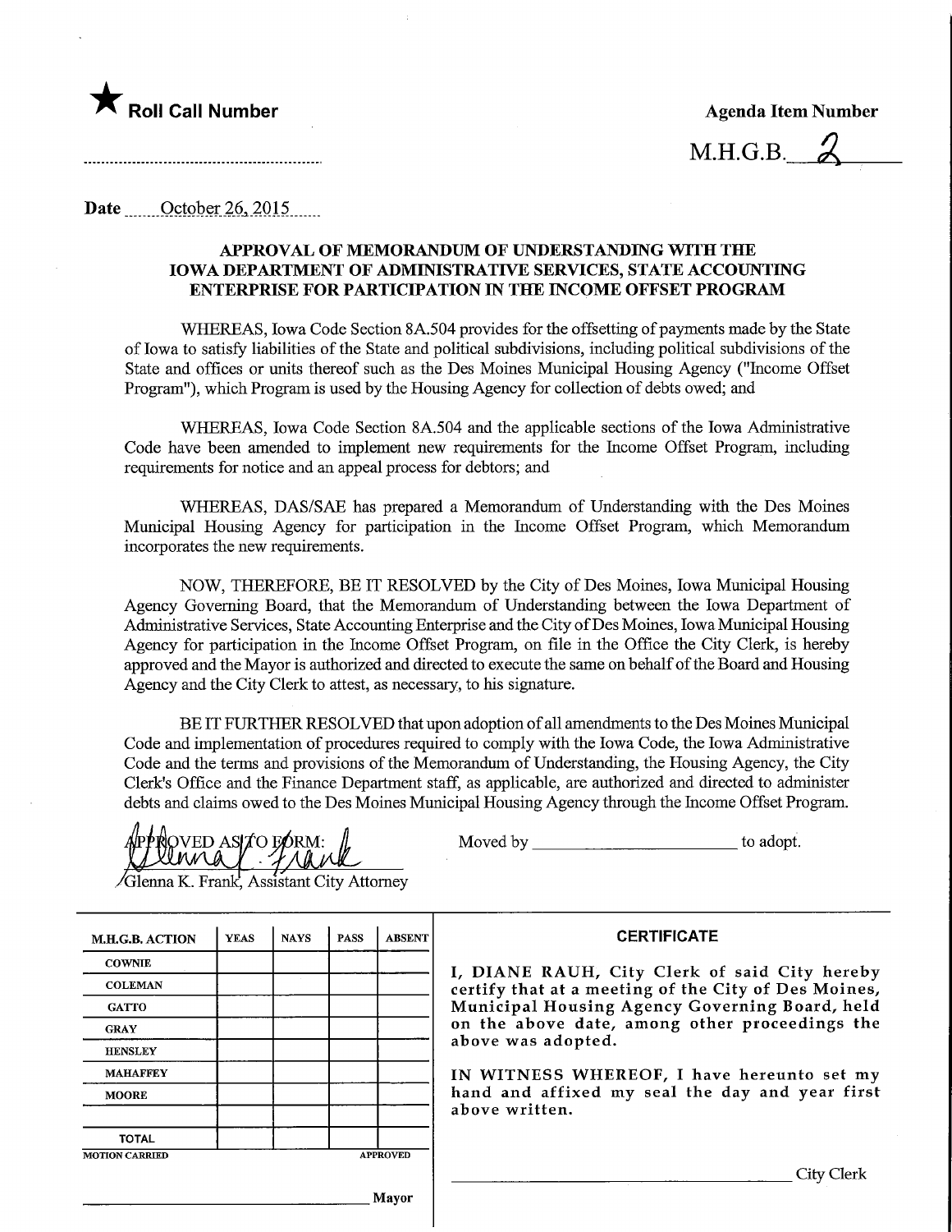★ **Roll Call Number**

**Agenda Item Number**

M.H.G.B. 2

Date October 26, 2015

**APPROVAL OF MEMORANDUM OF UNDERSTANDING WITH THE IOWA DEPARTMENT OF ADMINISTRATIVE SERVICES, STATE ACCOUNTING ENTERPRISE FOR PARTICIPATION IN THE INCOME OFFSET PROGRAM**

WHEREAS, Iowa Code Section 8A.504 provides for the offsetting of payments made by the State of Iowa to satisfy liabilities of the State and political subdivisions, including political subdivisions of the State and offices or units thereof such as the Des Moines Municipal Housing Agency ("Income Offset Program"), which Program is used by the Housing Agency for collection of debts owed; and

WHEREAS, Iowa Code Section 8A.504 and the applicable sections of the Iowa Administrative Code have been amended to implement new requirements for the Income Offset Program, including requirements for notice and an appeal process for debtors; and

WHEREAS, DAS/SAE has prepared a Memorandum of Understanding with the Des Moines Municipal Housing Agency for participation in the Income Offset Program, which Memorandum incorporates the new requirements.

NOW, THEREFORE, BE IT RESOLVED by the City of Des Moines, Iowa Municipal Housing Agency Governing Board, that the Memorandum of Understanding between the Iowa Department of Administrative Services, State Accounting Enterprise and the City of Des Moines, Iowa Municipal Housing Agency for participation in the Income Offset Program, on file in the Office the City Clerk, is hereby approved and the Mayor is authorized and directed to execute the same on behalf of the Board and Housing Agency and the City Clerk to attest, as necessary, to his signature.

BE IT FURTHER RESOLVED that upon adoption of all amendments to the Des Moines Municipal Code and implementation of procedures required to comply with the Iowa Code, the Iowa Administrative Code and the terms and provisions of the Memorandum of Understanding, the Housing Agency, the City Clerk's Office and the Finance Department staff, as applicable, are authorized and directed to administer debts and claims owed to the Des Moines Municipal Housing Agency through the Income Offset Program.

APPROVED AS TO FORM:

Glenna K. Frank, Assistant City Attorney

Moved by ________________________ to adopt.

| M.H.G.B. ACTION | YEAS | NAYS | PASS | ABSENT |
|---|---|---|---|---|
| COWNIE | | | | |
| COLEMAN | | | | |
| GATTO | | | | |
| GRAY | | | | |
| HENSLEY | | | | |
| MAHAFFEY | | | | |
| MOORE | | | | |
| | | | | |
| TOTAL | | | | |

MOTION CARRIED APPROVED

________________________ Mayor

**CERTIFICATE**

I, DIANE RAUH, City Clerk of said City hereby certify that at a meeting of the City of Des Moines, Municipal Housing Agency Governing Board, held on the above date, among other proceedings the above was adopted.

IN WITNESS WHEREOF, I have hereunto set my hand and affixed my seal the day and year first above written.

________________________ City Clerk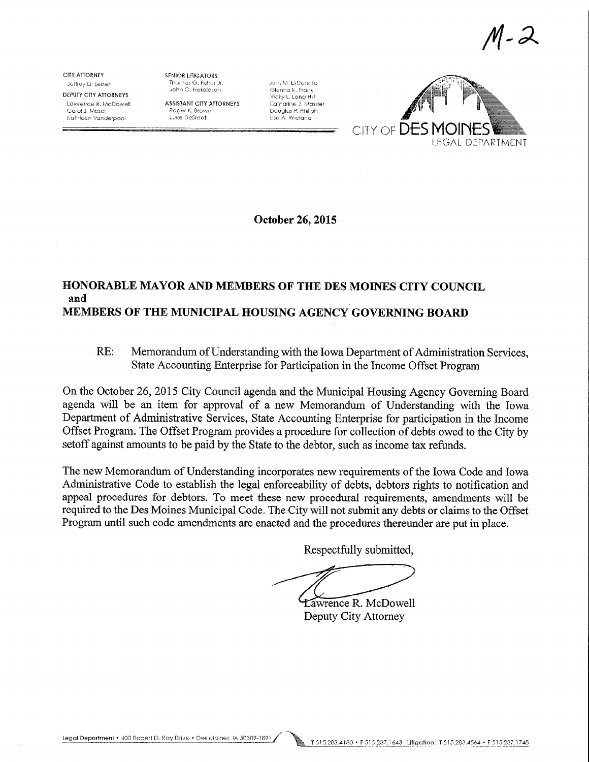M-2

CITY ATTORNEY
Jeffrey D. Lester

DEPUTY CITY ATTORNEYS
Lawrence R. McDowell
Carol J. Moser
Kathleen Vanderpool

SENIOR LITIGATORS
Thomas G. Fisher Jr.
John O. Haraldson

ASSISTANT CITY ATTORNEYS
Roger K. Brown
Luke DeSmet

Ann M. DiDonato
Glenna K. Frank
Vicky L. Long Hill
Katharine J. Massier
Douglas P. Philiph
Lisa A. Wieland

CITY OF DES MOINES
LEGAL DEPARTMENT

**October 26, 2015**

**HONORABLE MAYOR AND MEMBERS OF THE DES MOINES CITY COUNCIL**
**and**
**MEMBERS OF THE MUNICIPAL HOUSING AGENCY GOVERNING BOARD**

RE: Memorandum of Understanding with the Iowa Department of Administration Services, State Accounting Enterprise for Participation in the Income Offset Program

On the October 26, 2015 City Council agenda and the Municipal Housing Agency Governing Board agenda will be an item for approval of a new Memorandum of Understanding with the Iowa Department of Administrative Services, State Accounting Enterprise for participation in the Income Offset Program. The Offset Program provides a procedure for collection of debts owed to the City by setoff against amounts to be paid by the State to the debtor, such as income tax refunds.

The new Memorandum of Understanding incorporates new requirements of the Iowa Code and Iowa Administrative Code to establish the legal enforceability of debts, debtors rights to notification and appeal procedures for debtors. To meet these new procedural requirements, amendments will be required to the Des Moines Municipal Code. The City will not submit any debts or claims to the Offset Program until such code amendments are enacted and the procedures thereunder are put in place.

Respectfully submitted,

Lawrence R. McDowell
Deputy City Attorney

Legal Department • 400 Robert D. Ray Drive • Des Moines, IA 50309-1891 T 515.283.4130 • F 515.237.1643 Litigation: T 515.283.4564 • F 515.237.1748